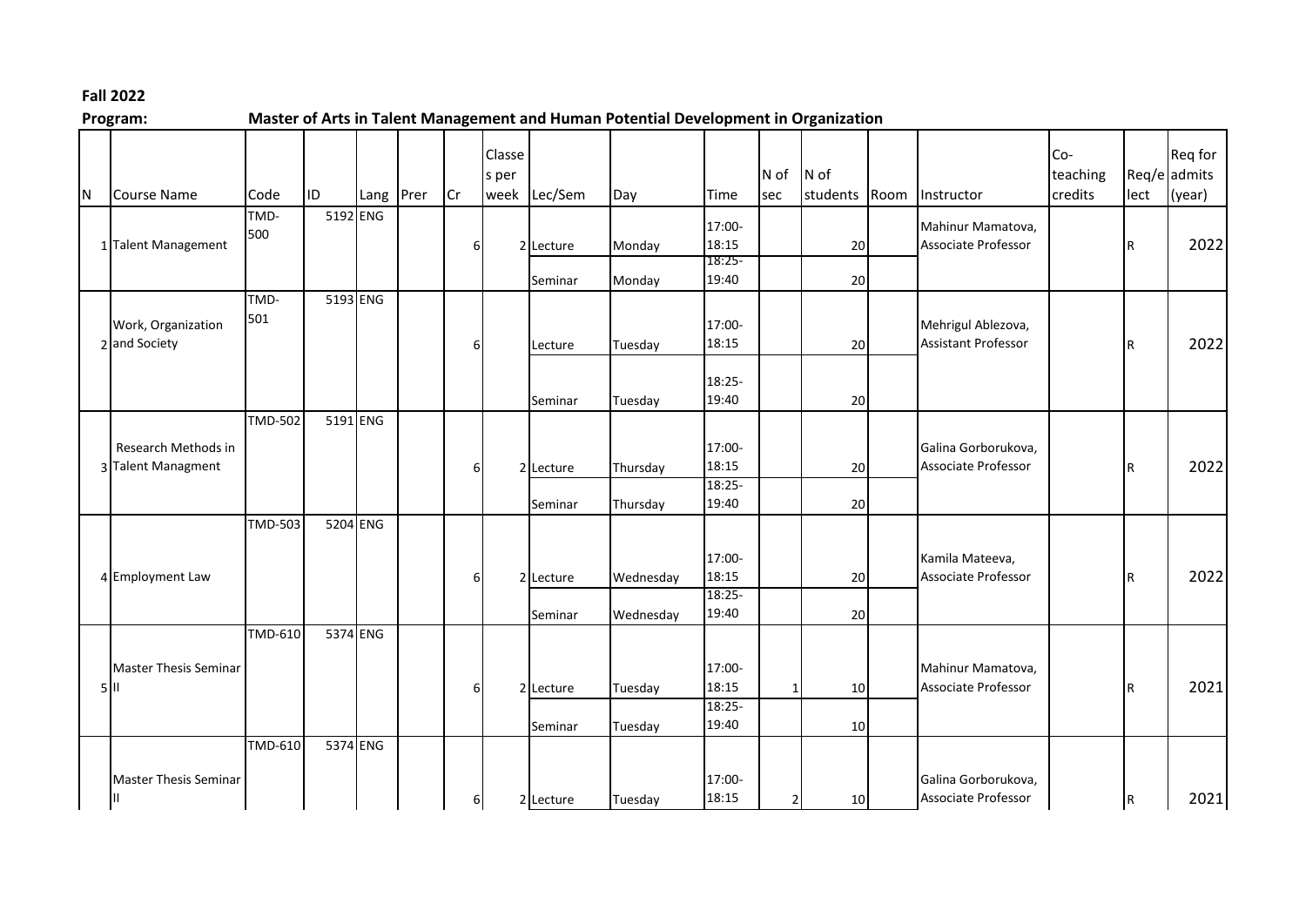**Fall 2022**

**Program:** **Master of Arts in Talent Management and Human Potential Development in Organization**

| N | Course Name | Code | ID | Lang | Prer | Cr | Classes per week | Lec/Sem | Day | Time | N of sec | N of students | Room | Instructor | Co-teaching credits | Req/elect | Req for admits (year) |
|---|---|---|---|---|---|---|---|---|---|---|---|---|---|---|---|---|---|
| 1 | Talent Management | TMD-500 | 5192 | ENG | | 6 | 2 | Lecture | Monday | 17:00-18:15 | | 20 | | Mahinur Mamatova, Associate Professor | | R | 2022 |
| | | | | | | | | Seminar | Monday | 18:25-19:40 | | 20 | | | | | |
| 2 | Work, Organization and Society | TMD-501 | 5193 | ENG | | 6 | | Lecture | Tuesday | 17:00-18:15 | | 20 | | Mehrigul Ablezova, Assistant Professor | | R | 2022 |
| | | | | | | | | Seminar | Tuesday | 18:25-19:40 | | 20 | | | | | |
| 3 | Research Methods in Talent Managment | TMD-502 | 5191 | ENG | | 6 | 2 | Lecture | Thursday | 17:00-18:15 | | 20 | | Galina Gorborukova, Associate Professor | | R | 2022 |
| | | | | | | | | Seminar | Thursday | 18:25-19:40 | | 20 | | | | | |
| 4 | Employment Law | TMD-503 | 5204 | ENG | | 6 | 2 | Lecture | Wednesday | 17:00-18:15 | | 20 | | Kamila Mateeva, Associate Professor | | R | 2022 |
| | | | | | | | | Seminar | Wednesday | 18:25-19:40 | | 20 | | | | | |
| 5 | Master Thesis Seminar II | TMD-610 | 5374 | ENG | | 6 | 2 | Lecture | Tuesday | 17:00-18:15 | 1 | 10 | | Mahinur Mamatova, Associate Professor | | R | 2021 |
| | | | | | | | | Seminar | Tuesday | 18:25-19:40 | | 10 | | | | | |
| | Master Thesis Seminar II | TMD-610 | 5374 | ENG | | 6 | 2 | Lecture | Tuesday | 17:00-18:15 | 2 | 10 | | Galina Gorborukova, Associate Professor | | R | 2021 |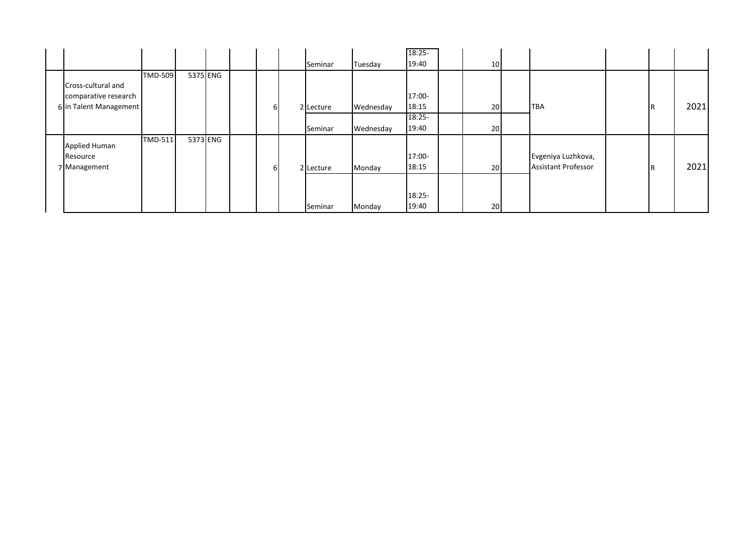| | | | | | | | | | | | | | | | | | |
|---|---|---|---|---|---|---|---|---|---|---|---|---|---|---|---|---|---|
| | | | | | | | | Seminar | Tuesday | 18:25-19:40 | | 10 | | | | | |
| 6 | Cross-cultural and comparative research in Talent Management | TMD-509 | 5375 | ENG | | 6 | 2 | Lecture | Wednesday | 17:00-18:15 | | 20 | | TBA | | R | 2021 |
| | | | | | | | | Seminar | Wednesday | 18:25-19:40 | | 20 | | | | | |
| 7 | Applied Human Resource Management | TMD-511 | 5373 | ENG | | 6 | 2 | Lecture | Monday | 17:00-18:15 | | 20 | | Evgeniya Luzhkova, Assistant Professor | | R | 2021 |
| | | | | | | | | Seminar | Monday | 18:25-19:40 | | 20 | | | | | |